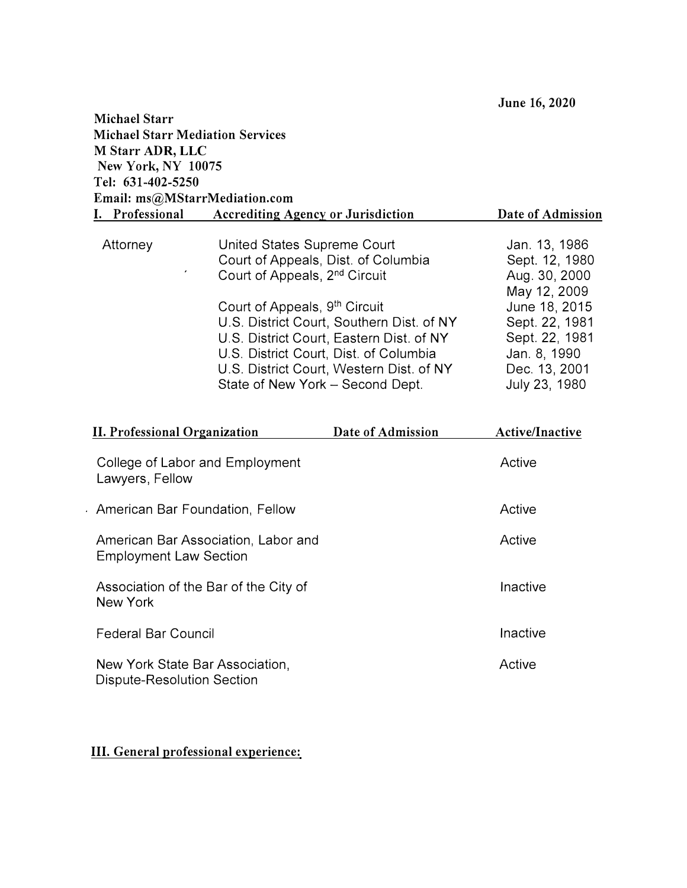June 16, 2020

**Michael Starr**
**Michael Starr Mediation Services**
**M Starr ADR, LLC**
**New York, NY 10075**
**Tel: 631-402-5250**
**Email: ms@MStarrMediation.com**

| I. Professional | Accrediting Agency or Jurisdiction | Date of Admission |
|---|---|---|
| Attorney | United States Supreme Court | Jan. 13, 1986 |
| | Court of Appeals, Dist. of Columbia | Sept. 12, 1980 |
| | Court of Appeals, 2nd Circuit | Aug. 30, 2000 |
| | | May 12, 2009 |
| | Court of Appeals, 9th Circuit | June 18, 2015 |
| | U.S. District Court, Southern Dist. of NY | Sept. 22, 1981 |
| | U.S. District Court, Eastern Dist. of NY | Sept. 22, 1981 |
| | U.S. District Court, Dist. of Columbia | Jan. 8, 1990 |
| | U.S. District Court, Western Dist. of NY | Dec. 13, 2001 |
| | State of New York – Second Dept. | July 23, 1980 |

| II. Professional Organization | Date of Admission | Active/Inactive |
|---|---|---|
| College of Labor and Employment Lawyers, Fellow | | Active |
| American Bar Foundation, Fellow | | Active |
| American Bar Association, Labor and Employment Law Section | | Active |
| Association of the Bar of the City of New York | | Inactive |
| Federal Bar Council | | Inactive |
| New York State Bar Association, Dispute-Resolution Section | | Active |

**III. General professional experience:**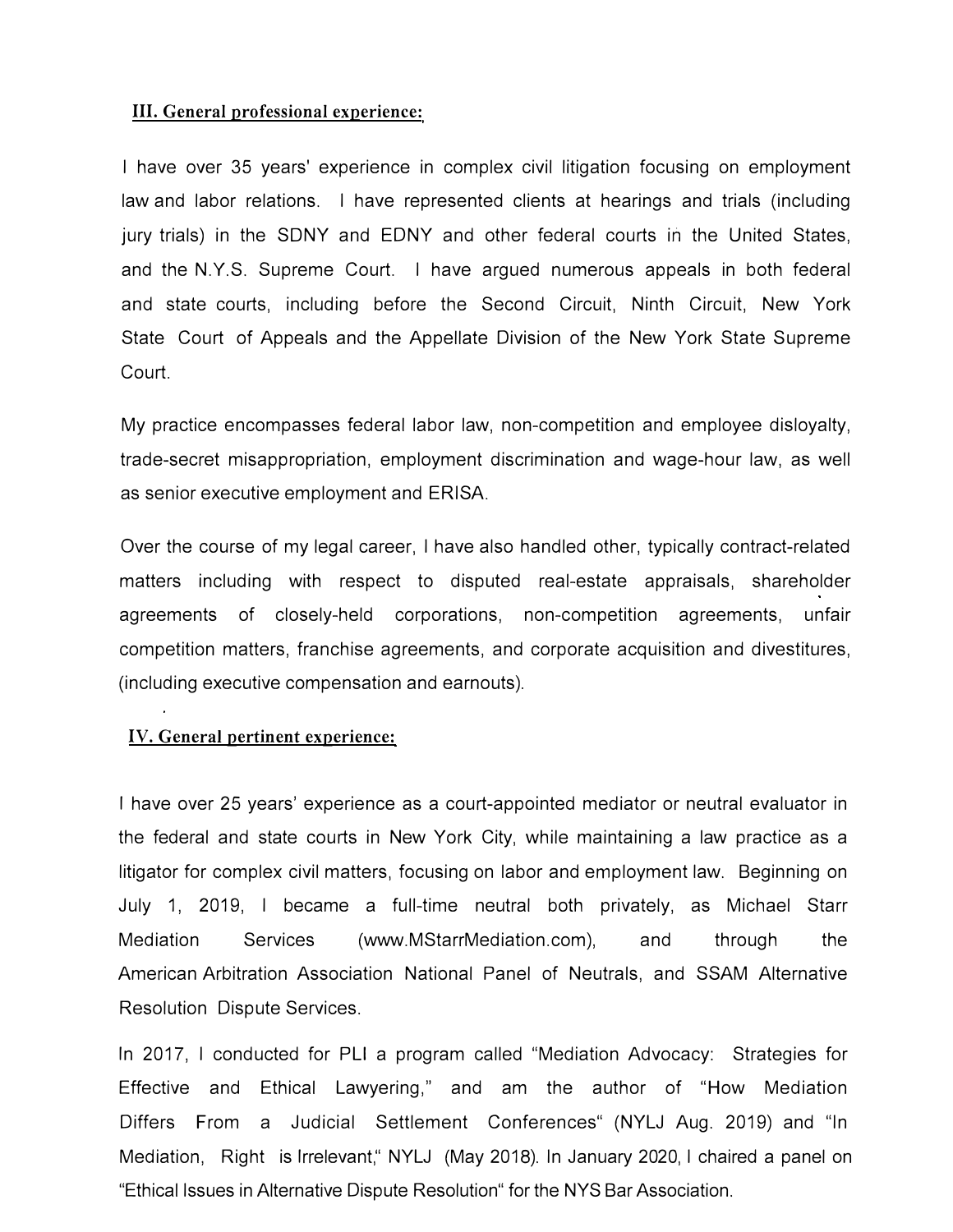## III. General professional experience:

I have over 35 years' experience in complex civil litigation focusing on employment law and labor relations. I have represented clients at hearings and trials (including jury trials) in the SDNY and EDNY and other federal courts in the United States, and the N.Y.S. Supreme Court. I have argued numerous appeals in both federal and state courts, including before the Second Circuit, Ninth Circuit, New York State Court of Appeals and the Appellate Division of the New York State Supreme Court.

My practice encompasses federal labor law, non-competition and employee disloyalty, trade-secret misappropriation, employment discrimination and wage-hour law, as well as senior executive employment and ERISA.

Over the course of my legal career, I have also handled other, typically contract-related matters including with respect to disputed real-estate appraisals, shareholder agreements of closely-held corporations, non-competition agreements, unfair competition matters, franchise agreements, and corporate acquisition and divestitures, (including executive compensation and earnouts).

## IV. General pertinent experience:

I have over 25 years' experience as a court-appointed mediator or neutral evaluator in the federal and state courts in New York City, while maintaining a law practice as a litigator for complex civil matters, focusing on labor and employment law. Beginning on July 1, 2019, I became a full-time neutral both privately, as Michael Starr Mediation Services (www.MStarrMediation.com), and through the American Arbitration Association National Panel of Neutrals, and SSAM Alternative Resolution Dispute Services.

In 2017, I conducted for PLI a program called "Mediation Advocacy: Strategies for Effective and Ethical Lawyering," and am the author of "How Mediation Differs From a Judicial Settlement Conferences" (NYLJ Aug. 2019) and "In Mediation, Right is Irrelevant," NYLJ (May 2018). In January 2020, I chaired a panel on "Ethical Issues in Alternative Dispute Resolution" for the NYS Bar Association.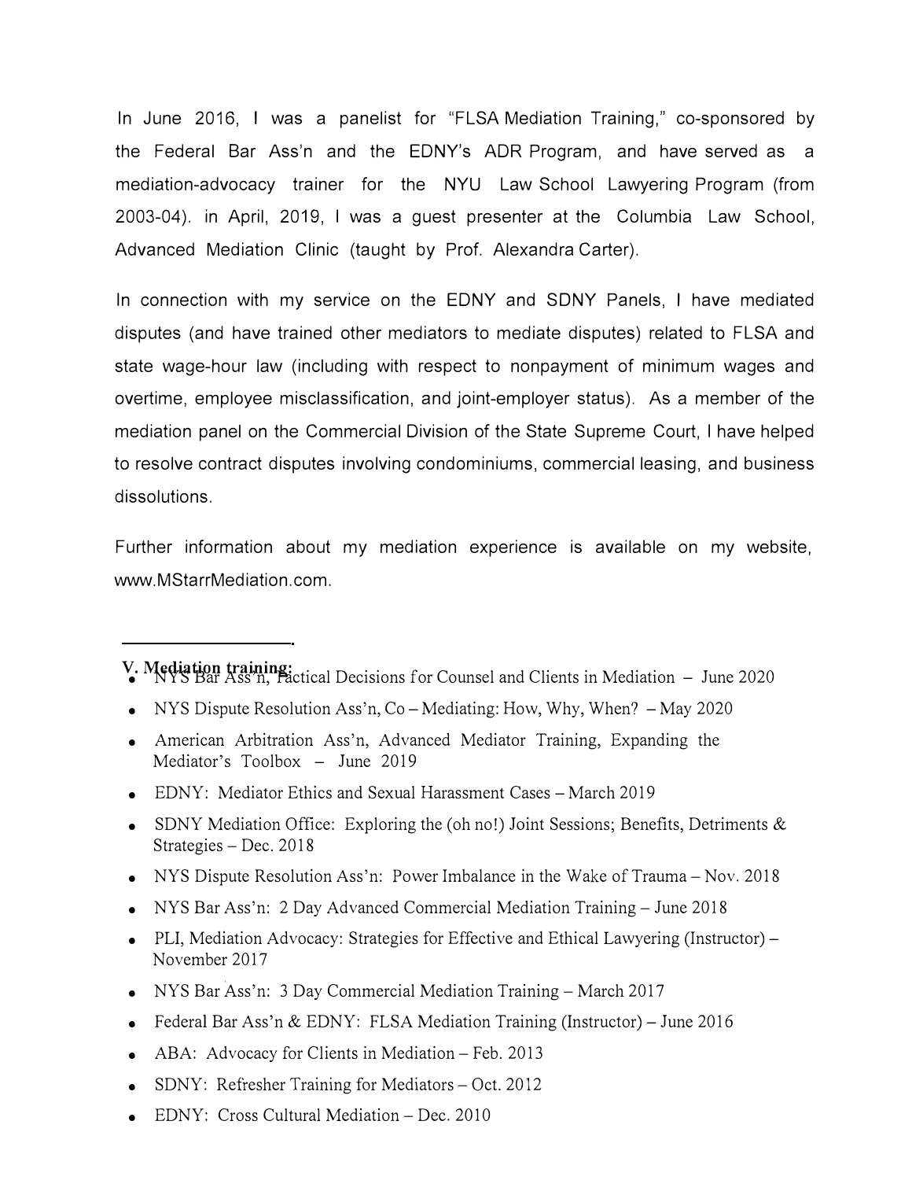In June 2016, I was a panelist for "FLSA Mediation Training," co-sponsored by the Federal Bar Ass'n and the EDNY's ADR Program, and have served as a mediation-advocacy trainer for the NYU Law School Lawyering Program (from 2003-04). in April, 2019, I was a guest presenter at the Columbia Law School, Advanced Mediation Clinic (taught by Prof. Alexandra Carter).

In connection with my service on the EDNY and SDNY Panels, I have mediated disputes (and have trained other mediators to mediate disputes) related to FLSA and state wage-hour law (including with respect to nonpayment of minimum wages and overtime, employee misclassification, and joint-employer status). As a member of the mediation panel on the Commercial Division of the State Supreme Court, I have helped to resolve contract disputes involving condominiums, commercial leasing, and business dissolutions.

Further information about my mediation experience is available on my website, www.MStarrMediation.com.

---

## V. Mediation training:

- NYS Bar Ass'n, Tactical Decisions for Counsel and Clients in Mediation – June 2020
- NYS Dispute Resolution Ass'n, Co – Mediating: How, Why, When? – May 2020
- American Arbitration Ass'n, Advanced Mediator Training, Expanding the Mediator's Toolbox – June 2019
- EDNY: Mediator Ethics and Sexual Harassment Cases – March 2019
- SDNY Mediation Office: Exploring the (oh no!) Joint Sessions; Benefits, Detriments & Strategies – Dec. 2018
- NYS Dispute Resolution Ass'n: Power Imbalance in the Wake of Trauma – Nov. 2018
- NYS Bar Ass'n: 2 Day Advanced Commercial Mediation Training – June 2018
- PLI, Mediation Advocacy: Strategies for Effective and Ethical Lawyering (Instructor) – November 2017
- NYS Bar Ass'n: 3 Day Commercial Mediation Training – March 2017
- Federal Bar Ass'n & EDNY: FLSA Mediation Training (Instructor) – June 2016
- ABA: Advocacy for Clients in Mediation – Feb. 2013
- SDNY: Refresher Training for Mediators – Oct. 2012
- EDNY: Cross Cultural Mediation – Dec. 2010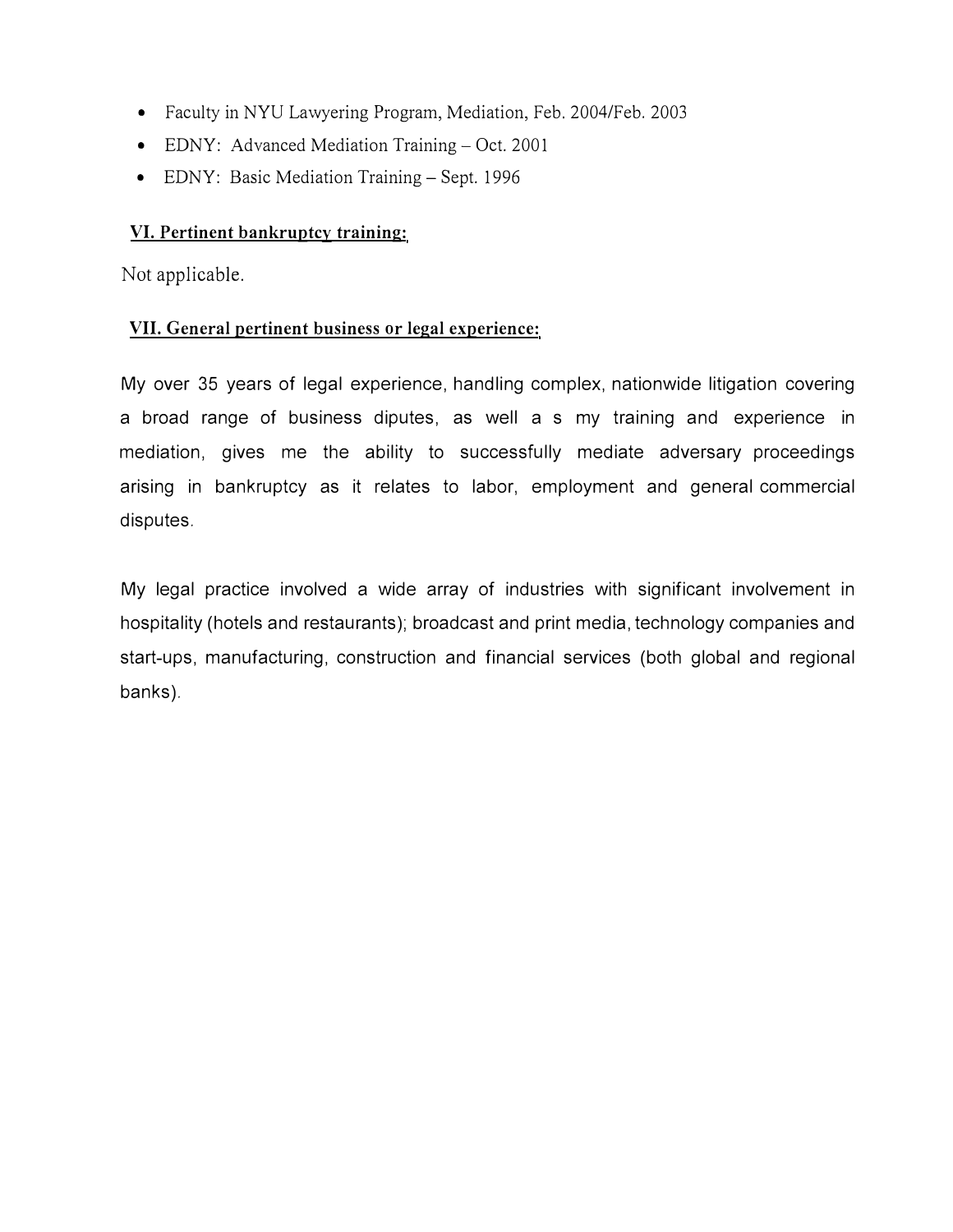- Faculty in NYU Lawyering Program, Mediation, Feb. 2004/Feb. 2003
- EDNY: Advanced Mediation Training – Oct. 2001
- EDNY: Basic Mediation Training – Sept. 1996

**VI. Pertinent bankruptcy training:**

Not applicable.

**VII. General pertinent business or legal experience:**

My over 35 years of legal experience, handling complex, nationwide litigation covering a broad range of business diputes, as well a s my training and experience in mediation, gives me the ability to successfully mediate adversary proceedings arising in bankruptcy as it relates to labor, employment and general commercial disputes.

My legal practice involved a wide array of industries with significant involvement in hospitality (hotels and restaurants); broadcast and print media, technology companies and start-ups, manufacturing, construction and financial services (both global and regional banks).